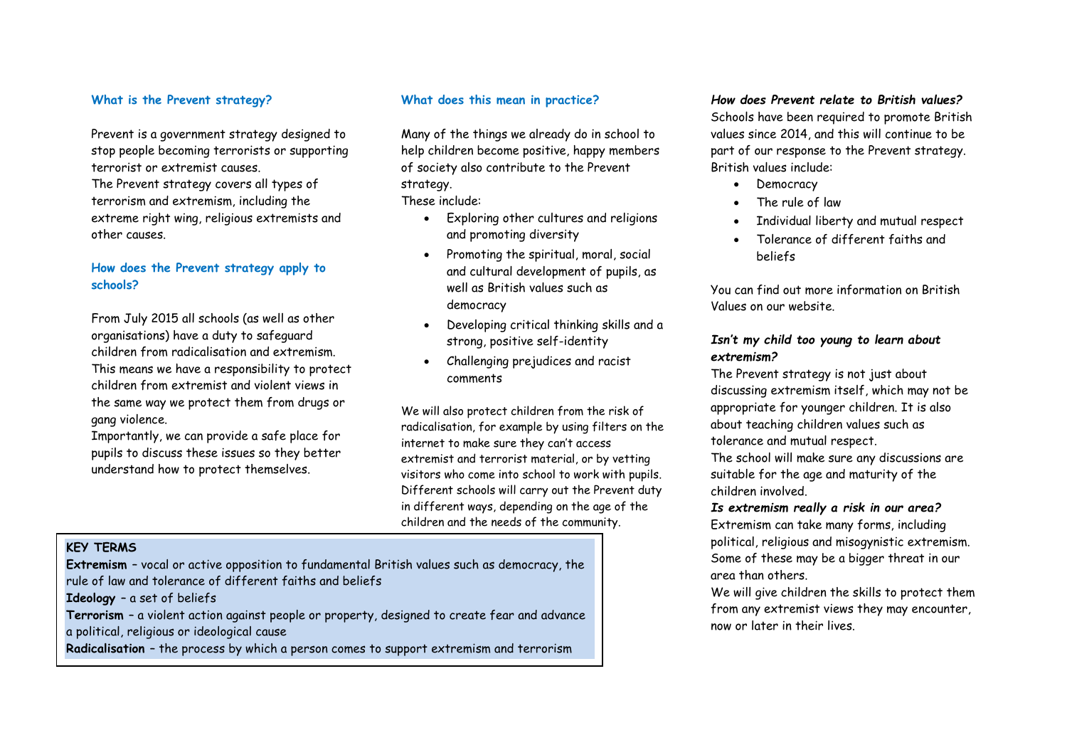## What is the Prevent strategy?

Prevent is a government strategy designed to stop people becoming terrorists or supporting terrorist or extremist causes.
The Prevent strategy covers all types of terrorism and extremism, including the extreme right wing, religious extremists and other causes.

## How does the Prevent strategy apply to schools?

From July 2015 all schools (as well as other organisations) have a duty to safeguard children from radicalisation and extremism.
This means we have a responsibility to protect children from extremist and violent views in the same way we protect them from drugs or gang violence.
Importantly, we can provide a safe place for pupils to discuss these issues so they better understand how to protect themselves.

## What does this mean in practice?

Many of the things we already do in school to help children become positive, happy members of society also contribute to the Prevent strategy.
These include:

- Exploring other cultures and religions and promoting diversity
- Promoting the spiritual, moral, social and cultural development of pupils, as well as British values such as democracy
- Developing critical thinking skills and a strong, positive self-identity
- Challenging prejudices and racist comments

We will also protect children from the risk of radicalisation, for example by using filters on the internet to make sure they can't access extremist and terrorist material, or by vetting visitors who come into school to work with pupils. Different schools will carry out the Prevent duty in different ways, depending on the age of the children and the needs of the community.

**KEY TERMS**

**Extremism** – vocal or active opposition to fundamental British values such as democracy, the rule of law and tolerance of different faiths and beliefs

**Ideology** – a set of beliefs

**Terrorism** – a violent action against people or property, designed to create fear and advance a political, religious or ideological cause

**Radicalisation** – the process by which a person comes to support extremism and terrorism

***How does Prevent relate to British values?***

Schools have been required to promote British values since 2014, and this will continue to be part of our response to the Prevent strategy.
British values include:

- Democracy
- The rule of law
- Individual liberty and mutual respect
- Tolerance of different faiths and beliefs

You can find out more information on British Values on our website.

***Isn't my child too young to learn about extremism?***

The Prevent strategy is not just about discussing extremism itself, which may not be appropriate for younger children. It is also about teaching children values such as tolerance and mutual respect.
The school will make sure any discussions are suitable for the age and maturity of the children involved.

***Is extremism really a risk in our area?***

Extremism can take many forms, including political, religious and misogynistic extremism.
Some of these may be a bigger threat in our area than others.
We will give children the skills to protect them from any extremist views they may encounter, now or later in their lives.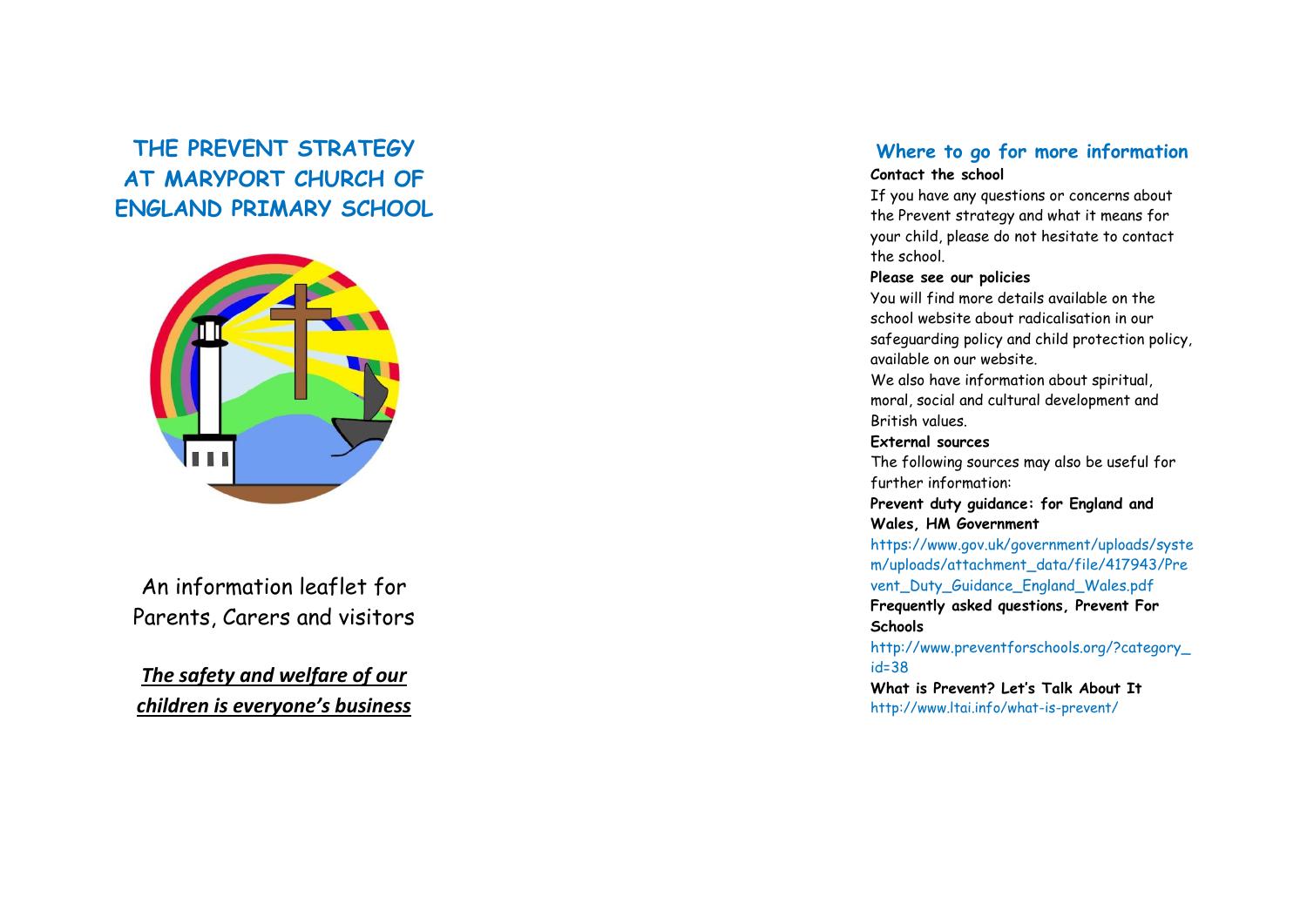# THE PREVENT STRATEGY AT MARYPORT CHURCH OF ENGLAND PRIMARY SCHOOL

An information leaflet for Parents, Carers and visitors

***The safety and welfare of our children is everyone's business***

## Where to go for more information

**Contact the school**

If you have any questions or concerns about the Prevent strategy and what it means for your child, please do not hesitate to contact the school.

**Please see our policies**

You will find more details available on the school website about radicalisation in our safeguarding policy and child protection policy, available on our website.

We also have information about spiritual, moral, social and cultural development and British values.

**External sources**

The following sources may also be useful for further information:

**Prevent duty guidance: for England and Wales, HM Government**

https://www.gov.uk/government/uploads/system/uploads/attachment_data/file/417943/Prevent_Duty_Guidance_England_Wales.pdf

**Frequently asked questions, Prevent For Schools**

http://www.preventforschools.org/?category_id=38

**What is Prevent? Let's Talk About It**

http://www.ltai.info/what-is-prevent/